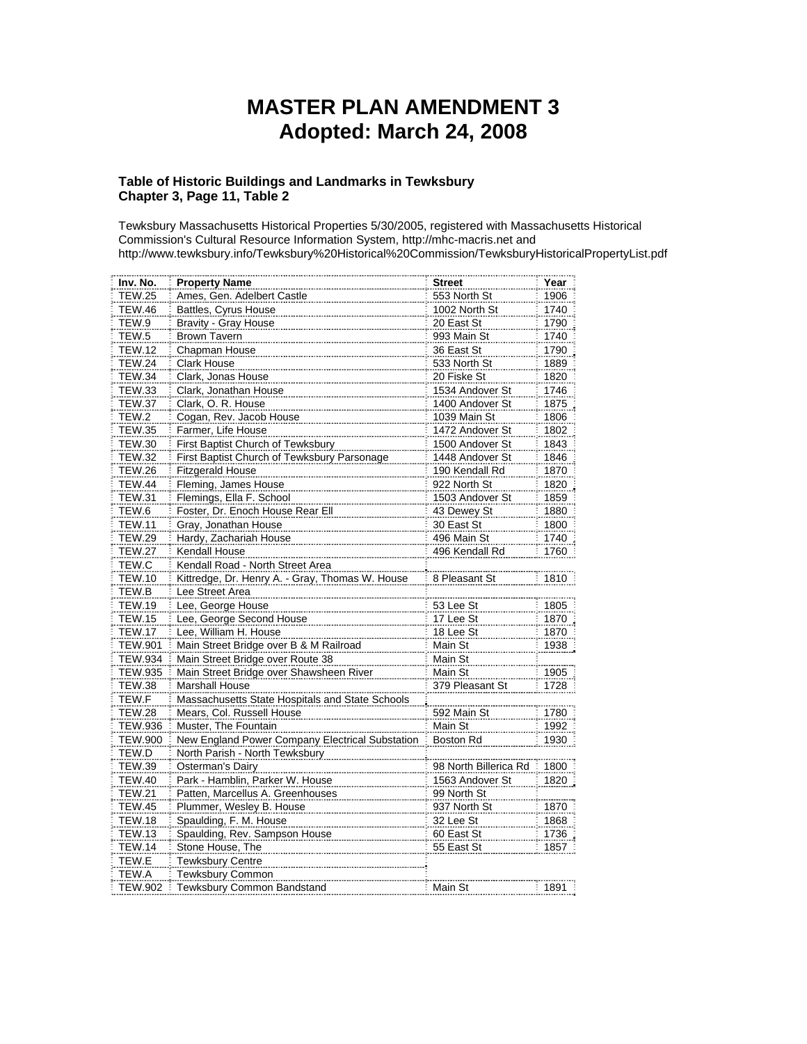# MASTER PLAN AMENDMENT 3
# Adopted: March 24, 2008

**Table of Historic Buildings and Landmarks in Tewksbury**
**Chapter 3, Page 11, Table 2**

Tewksbury Massachusetts Historical Properties 5/30/2005, registered with Massachusetts Historical Commission's Cultural Resource Information System, http://mhc-macris.net and http://www.tewksbury.info/Tewksbury%20Historical%20Commission/TewksburyHistoricalPropertyList.pdf

| Inv. No. | Property Name | Street | Year |
|---|---|---|---|
| TEW.25 | Ames, Gen. Adelbert Castle | 553 North St | 1906 |
| TEW.46 | Battles, Cyrus House | 1002 North St | 1740 |
| TEW.9 | Bravity - Gray House | 20 East St | 1790 |
| TEW.5 | Brown Tavern | 993 Main St | 1740 |
| TEW.12 | Chapman House | 36 East St | 1790 |
| TEW.24 | Clark House | 533 North St | 1889 |
| TEW.34 | Clark, Jonas House | 20 Fiske St | 1820 |
| TEW.33 | Clark, Jonathan House | 1534 Andover St | 1746 |
| TEW.37 | Clark, O. R. House | 1400 Andover St | 1875 |
| TEW.2 | Cogan, Rev. Jacob House | 1039 Main St | 1806 |
| TEW.35 | Farmer, Life House | 1472 Andover St | 1802 |
| TEW.30 | First Baptist Church of Tewksbury | 1500 Andover St | 1843 |
| TEW.32 | First Baptist Church of Tewksbury Parsonage | 1448 Andover St | 1846 |
| TEW.26 | Fitzgerald House | 190 Kendall Rd | 1870 |
| TEW.44 | Fleming, James House | 922 North St | 1820 |
| TEW.31 | Flemings, Ella F. School | 1503 Andover St | 1859 |
| TEW.6 | Foster, Dr. Enoch House Rear Ell | 43 Dewey St | 1880 |
| TEW.11 | Gray, Jonathan House | 30 East St | 1800 |
| TEW.29 | Hardy, Zachariah House | 496 Main St | 1740 |
| TEW.27 | Kendall House | 496 Kendall Rd | 1760 |
| TEW.C | Kendall Road - North Street Area | | |
| TEW.10 | Kittredge, Dr. Henry A. - Gray, Thomas W. House | 8 Pleasant St | 1810 |
| TEW.B | Lee Street Area | | |
| TEW.19 | Lee, George House | 53 Lee St | 1805 |
| TEW.15 | Lee, George Second House | 17 Lee St | 1870 |
| TEW.17 | Lee, William H. House | 18 Lee St | 1870 |
| TEW.901 | Main Street Bridge over B & M Railroad | Main St | 1938 |
| TEW.934 | Main Street Bridge over Route 38 | Main St | |
| TEW.935 | Main Street Bridge over Shawsheen River | Main St | 1905 |
| TEW.38 | Marshall House | 379 Pleasant St | 1728 |
| TEW.F | Massachusetts State Hospitals and State Schools | | |
| TEW.28 | Mears, Col. Russell House | 592 Main St | 1780 |
| TEW.936 | Muster, The Fountain | Main St | 1992 |
| TEW.900 | New England Power Company Electrical Substation | Boston Rd | 1930 |
| TEW.D | North Parish - North Tewksbury | | |
| TEW.39 | Osterman's Dairy | 98 North Billerica Rd | 1800 |
| TEW.40 | Park - Hamblin, Parker W. House | 1563 Andover St | 1820 |
| TEW.21 | Patten, Marcellus A. Greenhouses | 99 North St | |
| TEW.45 | Plummer, Wesley B. House | 937 North St | 1870 |
| TEW.18 | Spaulding, F. M. House | 32 Lee St | 1868 |
| TEW.13 | Spaulding, Rev. Sampson House | 60 East St | 1736 |
| TEW.14 | Stone House, The | 55 East St | 1857 |
| TEW.E | Tewksbury Centre | | |
| TEW.A | Tewksbury Common | | |
| TEW.902 | Tewksbury Common Bandstand | Main St | 1891 |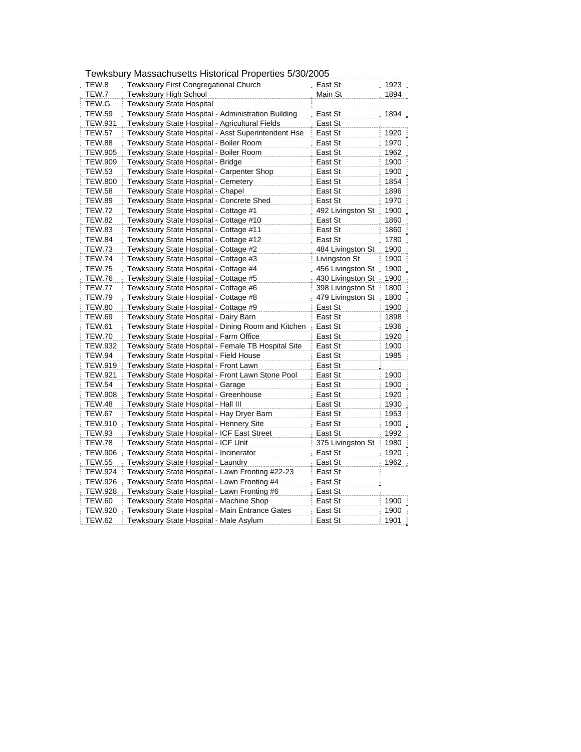Tewksbury Massachusetts Historical Properties 5/30/2005

| | | | |
|---|---|---|---|
| TEW.8 | Tewksbury First Congregational Church | East St | 1923 |
| TEW.7 | Tewksbury High School | Main St | 1894 |
| TEW.G | Tewksbury State Hospital | | |
| TEW.59 | Tewksbury State Hospital - Administration Building | East St | 1894 |
| TEW.931 | Tewksbury State Hospital - Agricultural Fields | East St | |
| TEW.57 | Tewksbury State Hospital - Asst Superintendent Hse | East St | 1920 |
| TEW.88 | Tewksbury State Hospital - Boiler Room | East St | 1970 |
| TEW.905 | Tewksbury State Hospital - Boiler Room | East St | 1962 |
| TEW.909 | Tewksbury State Hospital - Bridge | East St | 1900 |
| TEW.53 | Tewksbury State Hospital - Carpenter Shop | East St | 1900 |
| TEW.800 | Tewksbury State Hospital - Cemetery | East St | 1854 |
| TEW.58 | Tewksbury State Hospital - Chapel | East St | 1896 |
| TEW.89 | Tewksbury State Hospital - Concrete Shed | East St | 1970 |
| TEW.72 | Tewksbury State Hospital - Cottage #1 | 492 Livingston St | 1900 |
| TEW.82 | Tewksbury State Hospital - Cottage #10 | East St | 1860 |
| TEW.83 | Tewksbury State Hospital - Cottage #11 | East St | 1860 |
| TEW.84 | Tewksbury State Hospital - Cottage #12 | East St | 1780 |
| TEW.73 | Tewksbury State Hospital - Cottage #2 | 484 Livingston St | 1900 |
| TEW.74 | Tewksbury State Hospital - Cottage #3 | Livingston St | 1900 |
| TEW.75 | Tewksbury State Hospital - Cottage #4 | 456 Livingston St | 1900 |
| TEW.76 | Tewksbury State Hospital - Cottage #5 | 430 Livingston St | 1900 |
| TEW.77 | Tewksbury State Hospital - Cottage #6 | 398 Livingston St | 1800 |
| TEW.79 | Tewksbury State Hospital - Cottage #8 | 479 Livingston St | 1800 |
| TEW.80 | Tewksbury State Hospital - Cottage #9 | East St | 1900 |
| TEW.69 | Tewksbury State Hospital - Dairy Barn | East St | 1898 |
| TEW.61 | Tewksbury State Hospital - Dining Room and Kitchen | East St | 1936 |
| TEW.70 | Tewksbury State Hospital - Farm Office | East St | 1920 |
| TEW.932 | Tewksbury State Hospital - Female TB Hospital Site | East St | 1900 |
| TEW.94 | Tewksbury State Hospital - Field House | East St | 1985 |
| TEW.919 | Tewksbury State Hospital - Front Lawn | East St | |
| TEW.921 | Tewksbury State Hospital - Front Lawn Stone Pool | East St | 1900 |
| TEW.54 | Tewksbury State Hospital - Garage | East St | 1900 |
| TEW.908 | Tewksbury State Hospital - Greenhouse | East St | 1920 |
| TEW.48 | Tewksbury State Hospital - Hall III | East St | 1930 |
| TEW.67 | Tewksbury State Hospital - Hay Dryer Barn | East St | 1953 |
| TEW.910 | Tewksbury State Hospital - Hennery Site | East St | 1900 |
| TEW.93 | Tewksbury State Hospital - ICF East Street | East St | 1992 |
| TEW.78 | Tewksbury State Hospital - ICF Unit | 375 Livingston St | 1980 |
| TEW.906 | Tewksbury State Hospital - Incinerator | East St | 1920 |
| TEW.55 | Tewksbury State Hospital - Laundry | East St | 1962 |
| TEW.924 | Tewksbury State Hospital - Lawn Fronting #22-23 | East St | |
| TEW.926 | Tewksbury State Hospital - Lawn Fronting #4 | East St | |
| TEW.928 | Tewksbury State Hospital - Lawn Fronting #6 | East St | |
| TEW.60 | Tewksbury State Hospital - Machine Shop | East St | 1900 |
| TEW.920 | Tewksbury State Hospital - Main Entrance Gates | East St | 1900 |
| TEW.62 | Tewksbury State Hospital - Male Asylum | East St | 1901 |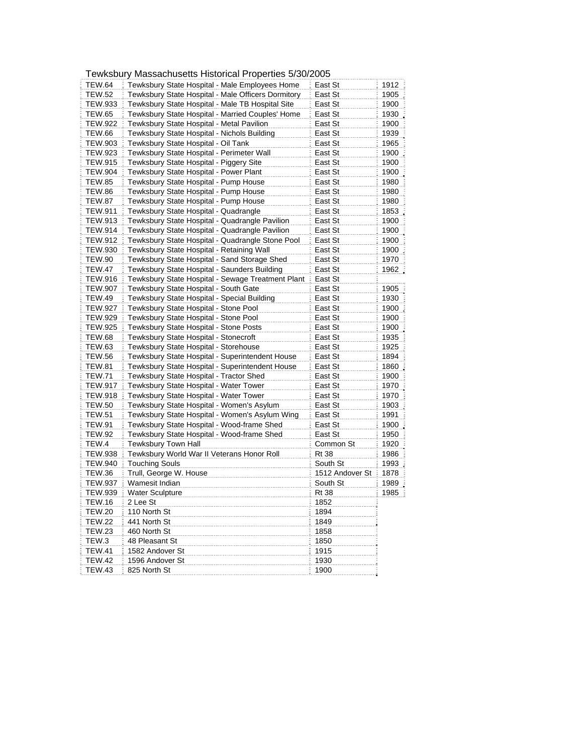Tewksbury Massachusetts Historical Properties 5/30/2005

| | | | |
|---|---|---|---|
| TEW.64 | Tewksbury State Hospital - Male Employees Home | East St | 1912 |
| TEW.52 | Tewksbury State Hospital - Male Officers Dormitory | East St | 1905 |
| TEW.933 | Tewksbury State Hospital - Male TB Hospital Site | East St | 1900 |
| TEW.65 | Tewksbury State Hospital - Married Couples' Home | East St | 1930 |
| TEW.922 | Tewksbury State Hospital - Metal Pavilion | East St | 1900 |
| TEW.66 | Tewksbury State Hospital - Nichols Building | East St | 1939 |
| TEW.903 | Tewksbury State Hospital - Oil Tank | East St | 1965 |
| TEW.923 | Tewksbury State Hospital - Perimeter Wall | East St | 1900 |
| TEW.915 | Tewksbury State Hospital - Piggery Site | East St | 1900 |
| TEW.904 | Tewksbury State Hospital - Power Plant | East St | 1900 |
| TEW.85 | Tewksbury State Hospital - Pump House | East St | 1980 |
| TEW.86 | Tewksbury State Hospital - Pump House | East St | 1980 |
| TEW.87 | Tewksbury State Hospital - Pump House | East St | 1980 |
| TEW.911 | Tewksbury State Hospital - Quadrangle | East St | 1853 |
| TEW.913 | Tewksbury State Hospital - Quadrangle Pavilion | East St | 1900 |
| TEW.914 | Tewksbury State Hospital - Quadrangle Pavilion | East St | 1900 |
| TEW.912 | Tewksbury State Hospital - Quadrangle Stone Pool | East St | 1900 |
| TEW.930 | Tewksbury State Hospital - Retaining Wall | East St | 1900 |
| TEW.90 | Tewksbury State Hospital - Sand Storage Shed | East St | 1970 |
| TEW.47 | Tewksbury State Hospital - Saunders Building | East St | 1962 |
| TEW.916 | Tewksbury State Hospital - Sewage Treatment Plant | East St | |
| TEW.907 | Tewksbury State Hospital - South Gate | East St | 1905 |
| TEW.49 | Tewksbury State Hospital - Special Building | East St | 1930 |
| TEW.927 | Tewksbury State Hospital - Stone Pool | East St | 1900 |
| TEW.929 | Tewksbury State Hospital - Stone Pool | East St | 1900 |
| TEW.925 | Tewksbury State Hospital - Stone Posts | East St | 1900 |
| TEW.68 | Tewksbury State Hospital - Stonecroft | East St | 1935 |
| TEW.63 | Tewksbury State Hospital - Storehouse | East St | 1925 |
| TEW.56 | Tewksbury State Hospital - Superintendent House | East St | 1894 |
| TEW.81 | Tewksbury State Hospital - Superintendent House | East St | 1860 |
| TEW.71 | Tewksbury State Hospital - Tractor Shed | East St | 1900 |
| TEW.917 | Tewksbury State Hospital - Water Tower | East St | 1970 |
| TEW.918 | Tewksbury State Hospital - Water Tower | East St | 1970 |
| TEW.50 | Tewksbury State Hospital - Women's Asylum | East St | 1903 |
| TEW.51 | Tewksbury State Hospital - Women's Asylum Wing | East St | 1991 |
| TEW.91 | Tewksbury State Hospital - Wood-frame Shed | East St | 1900 |
| TEW.92 | Tewksbury State Hospital - Wood-frame Shed | East St | 1950 |
| TEW.4 | Tewksbury Town Hall | Common St | 1920 |
| TEW.938 | Tewksbury World War II Veterans Honor Roll | Rt 38 | 1986 |
| TEW.940 | Touching Souls | South St | 1993 |
| TEW.36 | Trull, George W. House | 1512 Andover St | 1878 |
| TEW.937 | Wamesit Indian | South St | 1989 |
| TEW.939 | Water Sculpture | Rt 38 | 1985 |
| TEW.16 | 2 Lee St | 1852 | |
| TEW.20 | 110 North St | 1894 | |
| TEW.22 | 441 North St | 1849 | |
| TEW.23 | 460 North St | 1858 | |
| TEW.3 | 48 Pleasant St | 1850 | |
| TEW.41 | 1582 Andover St | 1915 | |
| TEW.42 | 1596 Andover St | 1930 | |
| TEW.43 | 825 North St | 1900 | |